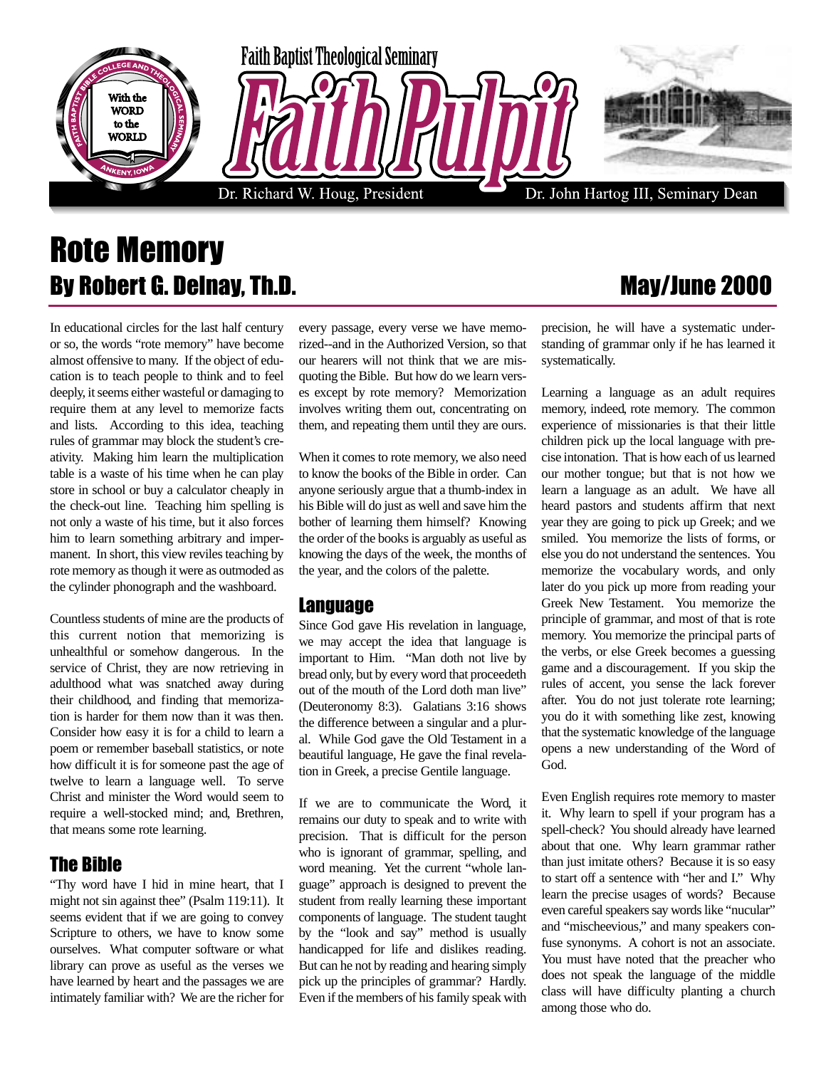Faith Baptist Theological Seminary

# Faith Pulpit

Dr. Richard W. Houg, President | Dr. John Hartog III, Seminary Dean

# Rote Memory

## By Robert G. Delnay, Th.D.

**May/June 2000**

In educational circles for the last half century or so, the words "rote memory" have become almost offensive to many. If the object of education is to teach people to think and to feel deeply, it seems either wasteful or damaging to require them at any level to memorize facts and lists. According to this idea, teaching rules of grammar may block the student's creativity. Making him learn the multiplication table is a waste of his time when he can play store in school or buy a calculator cheaply in the check-out line. Teaching him spelling is not only a waste of his time, but it also forces him to learn something arbitrary and impermanent. In short, this view reviles teaching by rote memory as though it were as outmoded as the cylinder phonograph and the washboard.

Countless students of mine are the products of this current notion that memorizing is unhealthful or somehow dangerous. In the service of Christ, they are now retrieving in adulthood what was snatched away during their childhood, and finding that memorization is harder for them now than it was then. Consider how easy it is for a child to learn a poem or remember baseball statistics, or note how difficult it is for someone past the age of twelve to learn a language well. To serve Christ and minister the Word would seem to require a well-stocked mind; and, Brethren, that means some rote learning.

### The Bible

"Thy word have I hid in mine heart, that I might not sin against thee" (Psalm 119:11). It seems evident that if we are going to convey Scripture to others, we have to know some ourselves. What computer software or what library can prove as useful as the verses we have learned by heart and the passages we are intimately familiar with? We are the richer for every passage, every verse we have memorized--and in the Authorized Version, so that our hearers will not think that we are misquoting the Bible. But how do we learn verses except by rote memory? Memorization involves writing them out, concentrating on them, and repeating them until they are ours.

When it comes to rote memory, we also need to know the books of the Bible in order. Can anyone seriously argue that a thumb-index in his Bible will do just as well and save him the bother of learning them himself? Knowing the order of the books is arguably as useful as knowing the days of the week, the months of the year, and the colors of the palette.

### Language

Since God gave His revelation in language, we may accept the idea that language is important to Him. "Man doth not live by bread only, but by every word that proceedeth out of the mouth of the Lord doth man live" (Deuteronomy 8:3). Galatians 3:16 shows the difference between a singular and a plural. While God gave the Old Testament in a beautiful language, He gave the final revelation in Greek, a precise Gentile language.

If we are to communicate the Word, it remains our duty to speak and to write with precision. That is difficult for the person who is ignorant of grammar, spelling, and word meaning. Yet the current "whole language" approach is designed to prevent the student from really learning these important components of language. The student taught by the "look and say" method is usually handicapped for life and dislikes reading. But can he not by reading and hearing simply pick up the principles of grammar? Hardly. Even if the members of his family speak with precision, he will have a systematic understanding of grammar only if he has learned it systematically.

Learning a language as an adult requires memory, indeed, rote memory. The common experience of missionaries is that their little children pick up the local language with precise intonation. That is how each of us learned our mother tongue; but that is not how we learn a language as an adult. We have all heard pastors and students affirm that next year they are going to pick up Greek; and we smiled. You memorize the lists of forms, or else you do not understand the sentences. You memorize the vocabulary words, and only later do you pick up more from reading your Greek New Testament. You memorize the principle of grammar, and most of that is rote memory. You memorize the principal parts of the verbs, or else Greek becomes a guessing game and a discouragement. If you skip the rules of accent, you sense the lack forever after. You do not just tolerate rote learning; you do it with something like zest, knowing that the systematic knowledge of the language opens a new understanding of the Word of God.

Even English requires rote memory to master it. Why learn to spell if your program has a spell-check? You should already have learned about that one. Why learn grammar rather than just imitate others? Because it is so easy to start off a sentence with "her and I." Why learn the precise usages of words? Because even careful speakers say words like "nucular" and "mischeevious," and many speakers confuse synonyms. A cohort is not an associate. You must have noted that the preacher who does not speak the language of the middle class will have difficulty planting a church among those who do.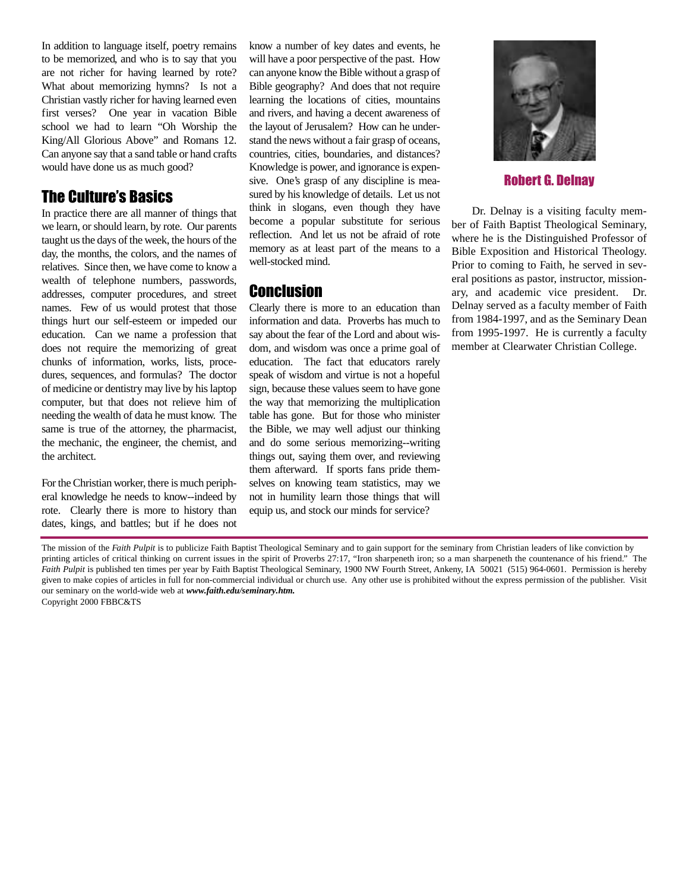In addition to language itself, poetry remains to be memorized, and who is to say that you are not richer for having learned by rote? What about memorizing hymns? Is not a Christian vastly richer for having learned even first verses? One year in vacation Bible school we had to learn "Oh Worship the King/All Glorious Above" and Romans 12. Can anyone say that a sand table or hand crafts would have done us as much good?

## The Culture's Basics

In practice there are all manner of things that we learn, or should learn, by rote. Our parents taught us the days of the week, the hours of the day, the months, the colors, and the names of relatives. Since then, we have come to know a wealth of telephone numbers, passwords, addresses, computer procedures, and street names. Few of us would protest that those things hurt our self-esteem or impeded our education. Can we name a profession that does not require the memorizing of great chunks of information, works, lists, procedures, sequences, and formulas? The doctor of medicine or dentistry may live by his laptop computer, but that does not relieve him of needing the wealth of data he must know. The same is true of the attorney, the pharmacist, the mechanic, the engineer, the chemist, and the architect.

For the Christian worker, there is much peripheral knowledge he needs to know--indeed by rote. Clearly there is more to history than dates, kings, and battles; but if he does not know a number of key dates and events, he will have a poor perspective of the past. How can anyone know the Bible without a grasp of Bible geography? And does that not require learning the locations of cities, mountains and rivers, and having a decent awareness of the layout of Jerusalem? How can he understand the news without a fair grasp of oceans, countries, cities, boundaries, and distances? Knowledge is power, and ignorance is expensive. One's grasp of any discipline is measured by his knowledge of details. Let us not think in slogans, even though they have become a popular substitute for serious reflection. And let us not be afraid of rote memory as at least part of the means to a well-stocked mind.

## Conclusion

Clearly there is more to an education than information and data. Proverbs has much to say about the fear of the Lord and about wisdom, and wisdom was once a prime goal of education. The fact that educators rarely speak of wisdom and virtue is not a hopeful sign, because these values seem to have gone the way that memorizing the multiplication table has gone. But for those who minister the Bible, we may well adjust our thinking and do some serious memorizing--writing things out, saying them over, and reviewing them afterward. If sports fans pride themselves on knowing team statistics, may we not in humility learn those things that will equip us, and stock our minds for service?

### Robert G. Delnay

Dr. Delnay is a visiting faculty member of Faith Baptist Theological Seminary, where he is the Distinguished Professor of Bible Exposition and Historical Theology. Prior to coming to Faith, he served in several positions as pastor, instructor, missionary, and academic vice president. Dr. Delnay served as a faculty member of Faith from 1984-1997, and as the Seminary Dean from 1995-1997. He is currently a faculty member at Clearwater Christian College.

---

The mission of the *Faith Pulpit* is to publicize Faith Baptist Theological Seminary and to gain support for the seminary from Christian leaders of like conviction by printing articles of critical thinking on current issues in the spirit of Proverbs 27:17, "Iron sharpeneth iron; so a man sharpeneth the countenance of his friend." The *Faith Pulpit* is published ten times per year by Faith Baptist Theological Seminary, 1900 NW Fourth Street, Ankeny, IA 50021 (515) 964-0601. Permission is hereby given to make copies of articles in full for non-commercial individual or church use. Any other use is prohibited without the express permission of the publisher. Visit our seminary on the world-wide web at ***www.faith.edu/seminary.htm.***

Copyright 2000 FBBC&TS